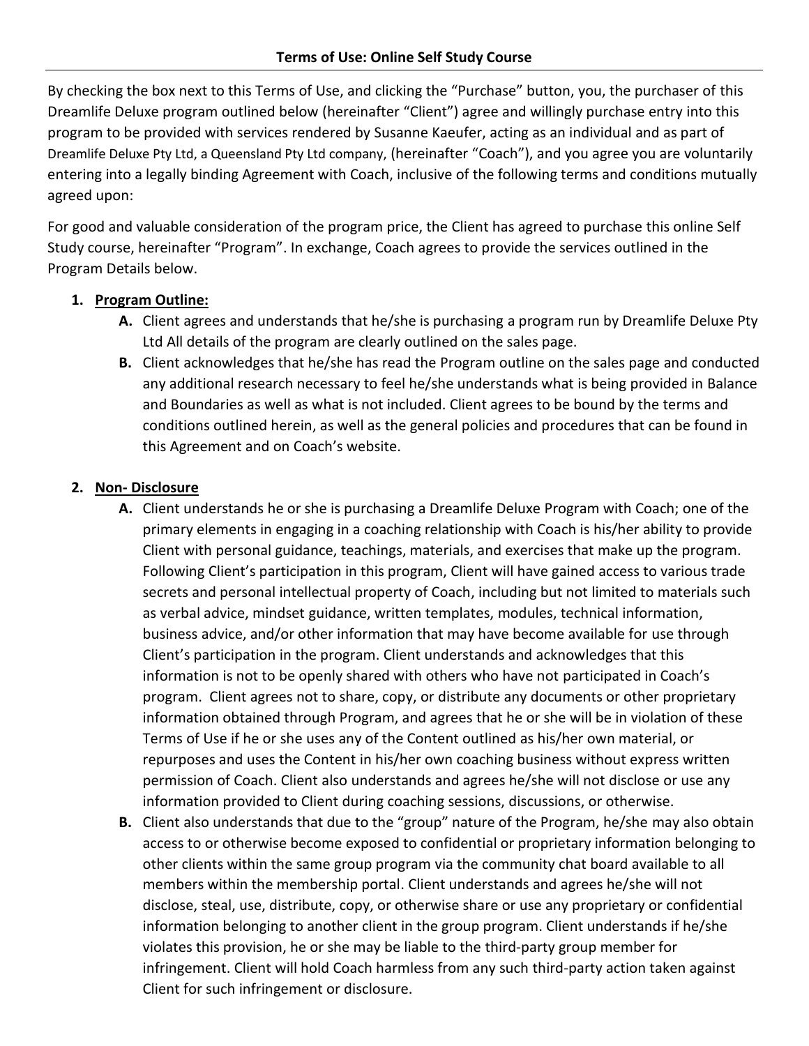# Terms of Use: Online Self Study Course

By checking the box next to this Terms of Use, and clicking the "Purchase" button, you, the purchaser of this Dreamlife Deluxe program outlined below (hereinafter "Client") agree and willingly purchase entry into this program to be provided with services rendered by Susanne Kaeufer, acting as an individual and as part of Dreamlife Deluxe Pty Ltd, a Queensland Pty Ltd company, (hereinafter "Coach"), and you agree you are voluntarily entering into a legally binding Agreement with Coach, inclusive of the following terms and conditions mutually agreed upon:

For good and valuable consideration of the program price, the Client has agreed to purchase this online Self Study course, hereinafter "Program". In exchange, Coach agrees to provide the services outlined in the Program Details below.

1. **Program Outline:**
   - **A.** Client agrees and understands that he/she is purchasing a program run by Dreamlife Deluxe Pty Ltd All details of the program are clearly outlined on the sales page.
   - **B.** Client acknowledges that he/she has read the Program outline on the sales page and conducted any additional research necessary to feel he/she understands what is being provided in Balance and Boundaries as well as what is not included. Client agrees to be bound by the terms and conditions outlined herein, as well as the general policies and procedures that can be found in this Agreement and on Coach's website.

2. **Non- Disclosure**
   - **A.** Client understands he or she is purchasing a Dreamlife Deluxe Program with Coach; one of the primary elements in engaging in a coaching relationship with Coach is his/her ability to provide Client with personal guidance, teachings, materials, and exercises that make up the program. Following Client's participation in this program, Client will have gained access to various trade secrets and personal intellectual property of Coach, including but not limited to materials such as verbal advice, mindset guidance, written templates, modules, technical information, business advice, and/or other information that may have become available for use through Client's participation in the program. Client understands and acknowledges that this information is not to be openly shared with others who have not participated in Coach's program. Client agrees not to share, copy, or distribute any documents or other proprietary information obtained through Program, and agrees that he or she will be in violation of these Terms of Use if he or she uses any of the Content outlined as his/her own material, or repurposes and uses the Content in his/her own coaching business without express written permission of Coach. Client also understands and agrees he/she will not disclose or use any information provided to Client during coaching sessions, discussions, or otherwise.
   - **B.** Client also understands that due to the "group" nature of the Program, he/she may also obtain access to or otherwise become exposed to confidential or proprietary information belonging to other clients within the same group program via the community chat board available to all members within the membership portal. Client understands and agrees he/she will not disclose, steal, use, distribute, copy, or otherwise share or use any proprietary or confidential information belonging to another client in the group program. Client understands if he/she violates this provision, he or she may be liable to the third-party group member for infringement. Client will hold Coach harmless from any such third-party action taken against Client for such infringement or disclosure.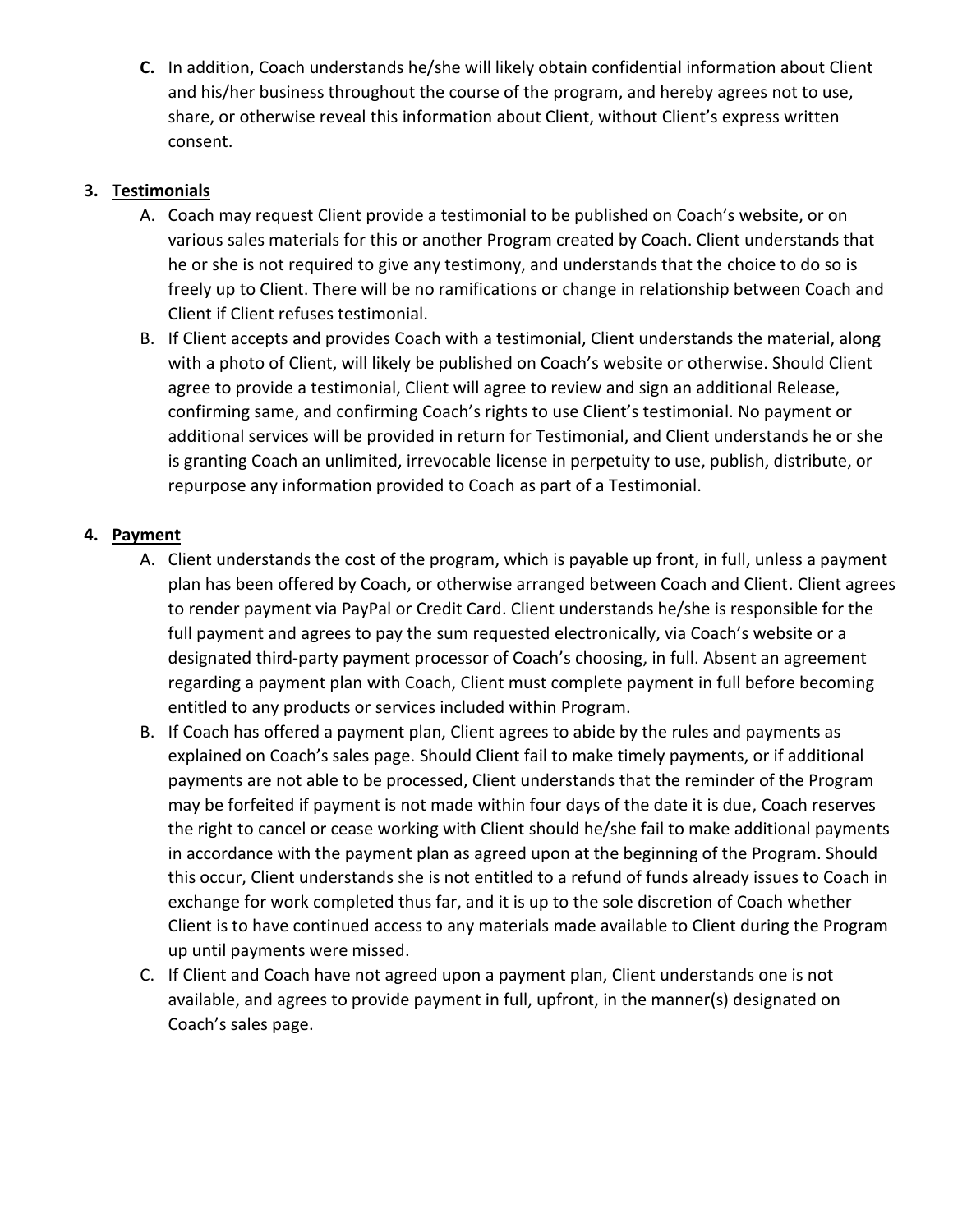**C.** In addition, Coach understands he/she will likely obtain confidential information about Client and his/her business throughout the course of the program, and hereby agrees not to use, share, or otherwise reveal this information about Client, without Client's express written consent.

3. **Testimonials**

   A. Coach may request Client provide a testimonial to be published on Coach's website, or on various sales materials for this or another Program created by Coach. Client understands that he or she is not required to give any testimony, and understands that the choice to do so is freely up to Client. There will be no ramifications or change in relationship between Coach and Client if Client refuses testimonial.

   B. If Client accepts and provides Coach with a testimonial, Client understands the material, along with a photo of Client, will likely be published on Coach's website or otherwise. Should Client agree to provide a testimonial, Client will agree to review and sign an additional Release, confirming same, and confirming Coach's rights to use Client's testimonial. No payment or additional services will be provided in return for Testimonial, and Client understands he or she is granting Coach an unlimited, irrevocable license in perpetuity to use, publish, distribute, or repurpose any information provided to Coach as part of a Testimonial.

4. **Payment**

   A. Client understands the cost of the program, which is payable up front, in full, unless a payment plan has been offered by Coach, or otherwise arranged between Coach and Client. Client agrees to render payment via PayPal or Credit Card. Client understands he/she is responsible for the full payment and agrees to pay the sum requested electronically, via Coach's website or a designated third-party payment processor of Coach's choosing, in full. Absent an agreement regarding a payment plan with Coach, Client must complete payment in full before becoming entitled to any products or services included within Program.

   B. If Coach has offered a payment plan, Client agrees to abide by the rules and payments as explained on Coach's sales page. Should Client fail to make timely payments, or if additional payments are not able to be processed, Client understands that the reminder of the Program may be forfeited if payment is not made within four days of the date it is due, Coach reserves the right to cancel or cease working with Client should he/she fail to make additional payments in accordance with the payment plan as agreed upon at the beginning of the Program. Should this occur, Client understands she is not entitled to a refund of funds already issues to Coach in exchange for work completed thus far, and it is up to the sole discretion of Coach whether Client is to have continued access to any materials made available to Client during the Program up until payments were missed.

   C. If Client and Coach have not agreed upon a payment plan, Client understands one is not available, and agrees to provide payment in full, upfront, in the manner(s) designated on Coach's sales page.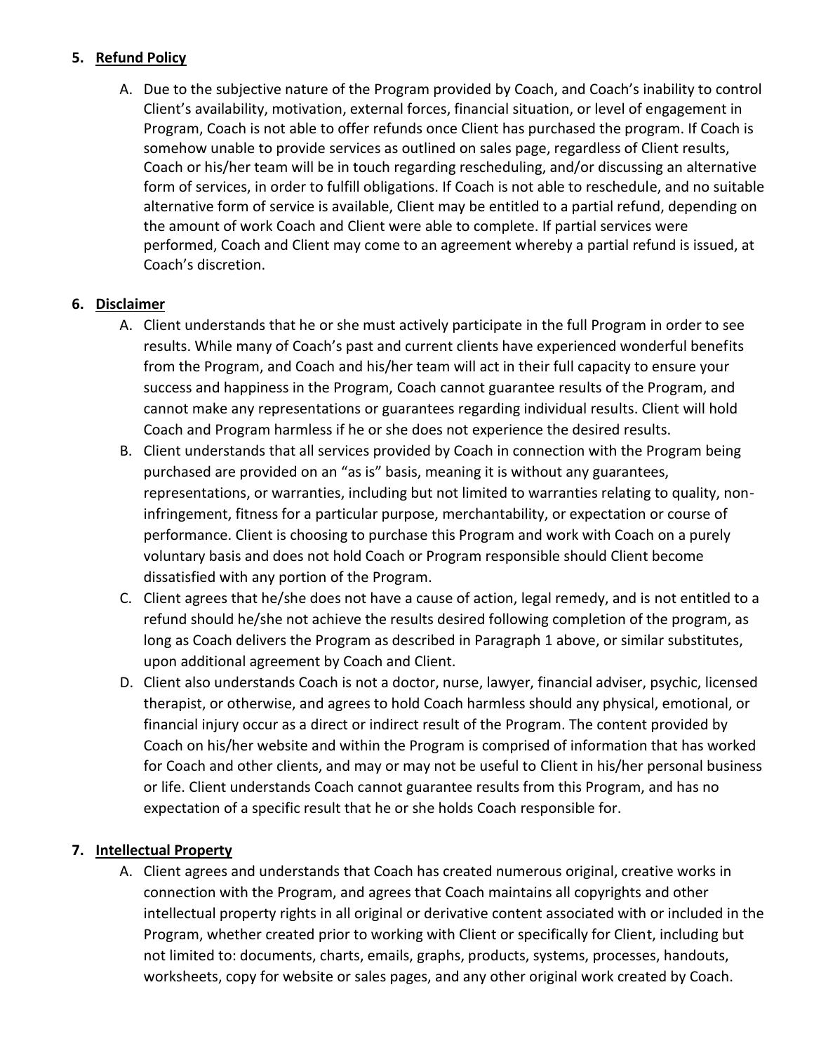5. **Refund Policy**

   A. Due to the subjective nature of the Program provided by Coach, and Coach's inability to control Client's availability, motivation, external forces, financial situation, or level of engagement in Program, Coach is not able to offer refunds once Client has purchased the program. If Coach is somehow unable to provide services as outlined on sales page, regardless of Client results, Coach or his/her team will be in touch regarding rescheduling, and/or discussing an alternative form of services, in order to fulfill obligations. If Coach is not able to reschedule, and no suitable alternative form of service is available, Client may be entitled to a partial refund, depending on the amount of work Coach and Client were able to complete. If partial services were performed, Coach and Client may come to an agreement whereby a partial refund is issued, at Coach's discretion.

6. **Disclaimer**

   A. Client understands that he or she must actively participate in the full Program in order to see results. While many of Coach's past and current clients have experienced wonderful benefits from the Program, and Coach and his/her team will act in their full capacity to ensure your success and happiness in the Program, Coach cannot guarantee results of the Program, and cannot make any representations or guarantees regarding individual results. Client will hold Coach and Program harmless if he or she does not experience the desired results.

   B. Client understands that all services provided by Coach in connection with the Program being purchased are provided on an "as is" basis, meaning it is without any guarantees, representations, or warranties, including but not limited to warranties relating to quality, non-infringement, fitness for a particular purpose, merchantability, or expectation or course of performance. Client is choosing to purchase this Program and work with Coach on a purely voluntary basis and does not hold Coach or Program responsible should Client become dissatisfied with any portion of the Program.

   C. Client agrees that he/she does not have a cause of action, legal remedy, and is not entitled to a refund should he/she not achieve the results desired following completion of the program, as long as Coach delivers the Program as described in Paragraph 1 above, or similar substitutes, upon additional agreement by Coach and Client.

   D. Client also understands Coach is not a doctor, nurse, lawyer, financial adviser, psychic, licensed therapist, or otherwise, and agrees to hold Coach harmless should any physical, emotional, or financial injury occur as a direct or indirect result of the Program. The content provided by Coach on his/her website and within the Program is comprised of information that has worked for Coach and other clients, and may or may not be useful to Client in his/her personal business or life. Client understands Coach cannot guarantee results from this Program, and has no expectation of a specific result that he or she holds Coach responsible for.

7. **Intellectual Property**

   A. Client agrees and understands that Coach has created numerous original, creative works in connection with the Program, and agrees that Coach maintains all copyrights and other intellectual property rights in all original or derivative content associated with or included in the Program, whether created prior to working with Client or specifically for Client, including but not limited to: documents, charts, emails, graphs, products, systems, processes, handouts, worksheets, copy for website or sales pages, and any other original work created by Coach.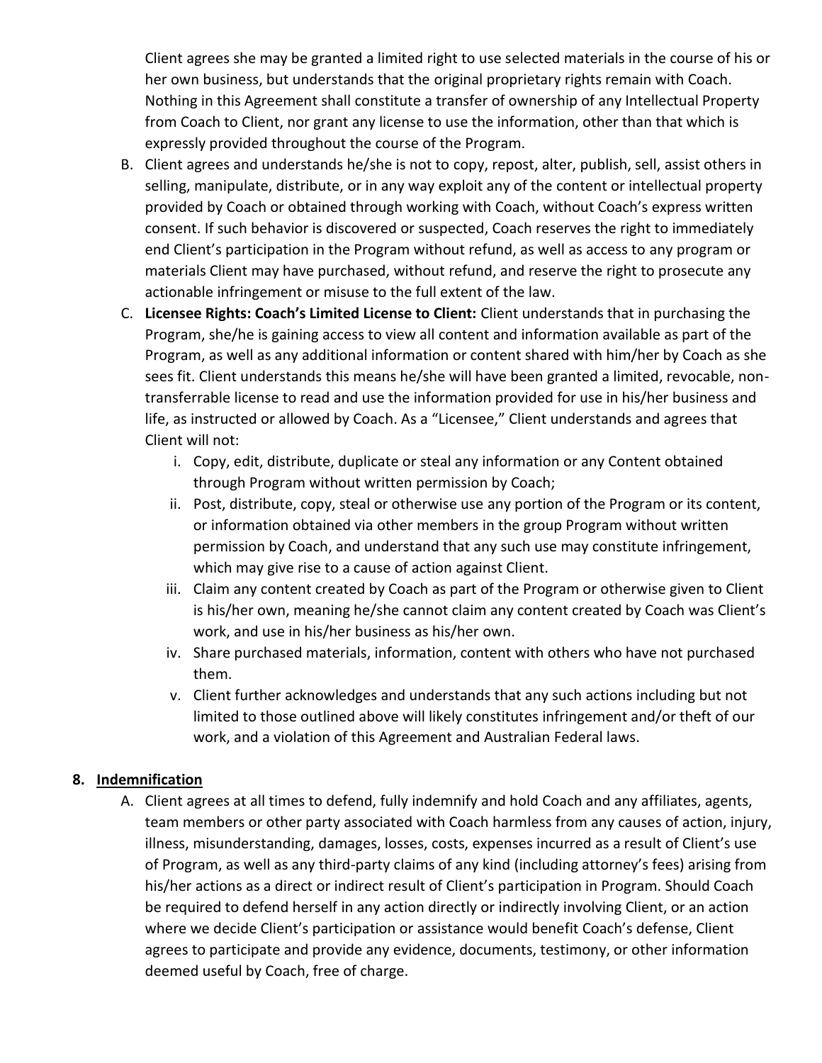Client agrees she may be granted a limited right to use selected materials in the course of his or her own business, but understands that the original proprietary rights remain with Coach. Nothing in this Agreement shall constitute a transfer of ownership of any Intellectual Property from Coach to Client, nor grant any license to use the information, other than that which is expressly provided throughout the course of the Program.

B. Client agrees and understands he/she is not to copy, repost, alter, publish, sell, assist others in selling, manipulate, distribute, or in any way exploit any of the content or intellectual property provided by Coach or obtained through working with Coach, without Coach's express written consent. If such behavior is discovered or suspected, Coach reserves the right to immediately end Client's participation in the Program without refund, as well as access to any program or materials Client may have purchased, without refund, and reserve the right to prosecute any actionable infringement or misuse to the full extent of the law.

C. **Licensee Rights: Coach's Limited License to Client:** Client understands that in purchasing the Program, she/he is gaining access to view all content and information available as part of the Program, as well as any additional information or content shared with him/her by Coach as she sees fit. Client understands this means he/she will have been granted a limited, revocable, non-transferrable license to read and use the information provided for use in his/her business and life, as instructed or allowed by Coach. As a "Licensee," Client understands and agrees that Client will not:

   i. Copy, edit, distribute, duplicate or steal any information or any Content obtained through Program without written permission by Coach;

   ii. Post, distribute, copy, steal or otherwise use any portion of the Program or its content, or information obtained via other members in the group Program without written permission by Coach, and understand that any such use may constitute infringement, which may give rise to a cause of action against Client.

   iii. Claim any content created by Coach as part of the Program or otherwise given to Client is his/her own, meaning he/she cannot claim any content created by Coach was Client's work, and use in his/her business as his/her own.

   iv. Share purchased materials, information, content with others who have not purchased them.

   v. Client further acknowledges and understands that any such actions including but not limited to those outlined above will likely constitutes infringement and/or theft of our work, and a violation of this Agreement and Australian Federal laws.

## 8. Indemnification

A. Client agrees at all times to defend, fully indemnify and hold Coach and any affiliates, agents, team members or other party associated with Coach harmless from any causes of action, injury, illness, misunderstanding, damages, losses, costs, expenses incurred as a result of Client's use of Program, as well as any third-party claims of any kind (including attorney's fees) arising from his/her actions as a direct or indirect result of Client's participation in Program. Should Coach be required to defend herself in any action directly or indirectly involving Client, or an action where we decide Client's participation or assistance would benefit Coach's defense, Client agrees to participate and provide any evidence, documents, testimony, or other information deemed useful by Coach, free of charge.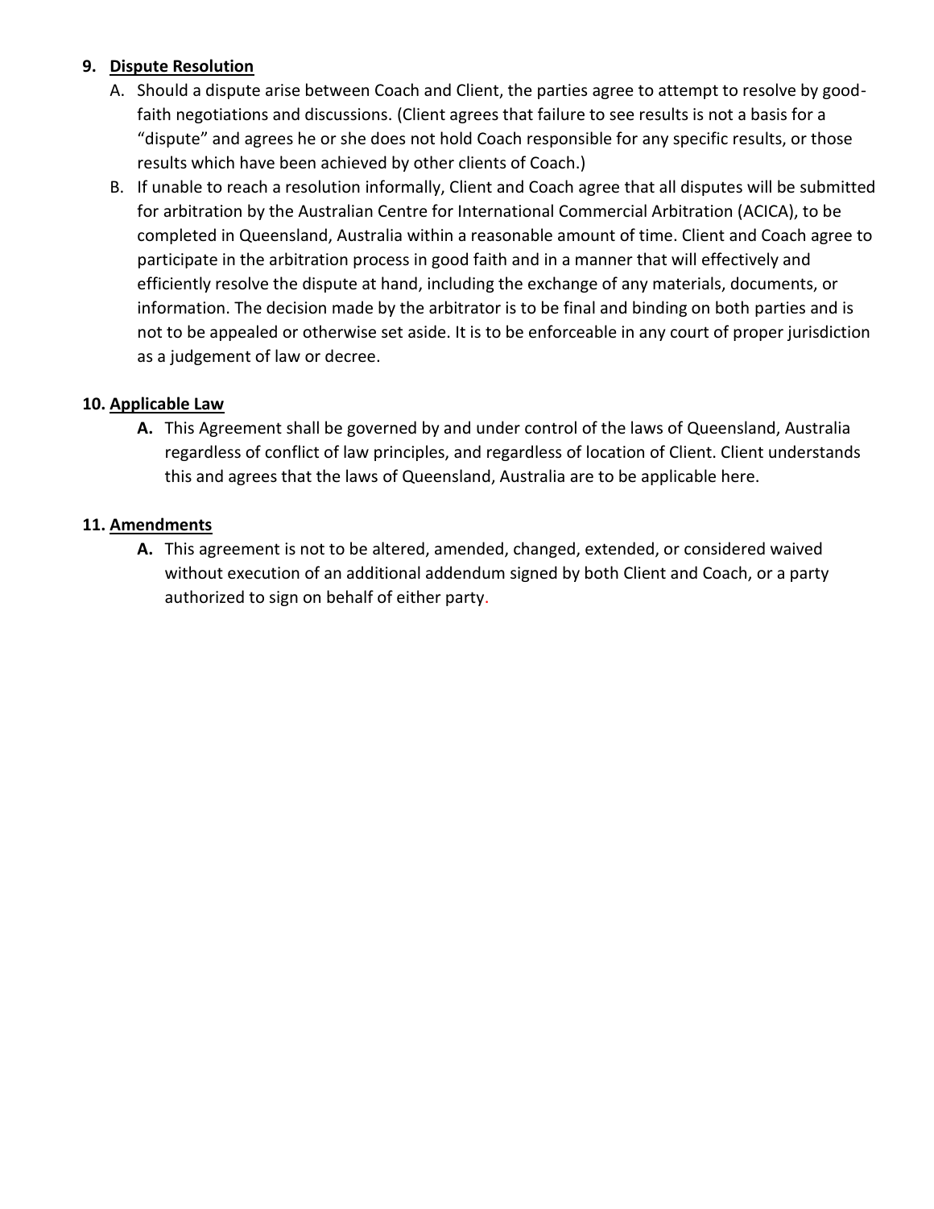9. **<u>Dispute Resolution</u>**

   A. Should a dispute arise between Coach and Client, the parties agree to attempt to resolve by good-faith negotiations and discussions. (Client agrees that failure to see results is not a basis for a "dispute" and agrees he or she does not hold Coach responsible for any specific results, or those results which have been achieved by other clients of Coach.)

   B. If unable to reach a resolution informally, Client and Coach agree that all disputes will be submitted for arbitration by the Australian Centre for International Commercial Arbitration (ACICA), to be completed in Queensland, Australia within a reasonable amount of time. Client and Coach agree to participate in the arbitration process in good faith and in a manner that will effectively and efficiently resolve the dispute at hand, including the exchange of any materials, documents, or information. The decision made by the arbitrator is to be final and binding on both parties and is not to be appealed or otherwise set aside. It is to be enforceable in any court of proper jurisdiction as a judgement of law or decree.

10. **<u>Applicable Law</u>**

    **A.** This Agreement shall be governed by and under control of the laws of Queensland, Australia regardless of conflict of law principles, and regardless of location of Client. Client understands this and agrees that the laws of Queensland, Australia are to be applicable here.

11. **<u>Amendments</u>**

    **A.** This agreement is not to be altered, amended, changed, extended, or considered waived without execution of an additional addendum signed by both Client and Coach, or a party authorized to sign on behalf of either party.